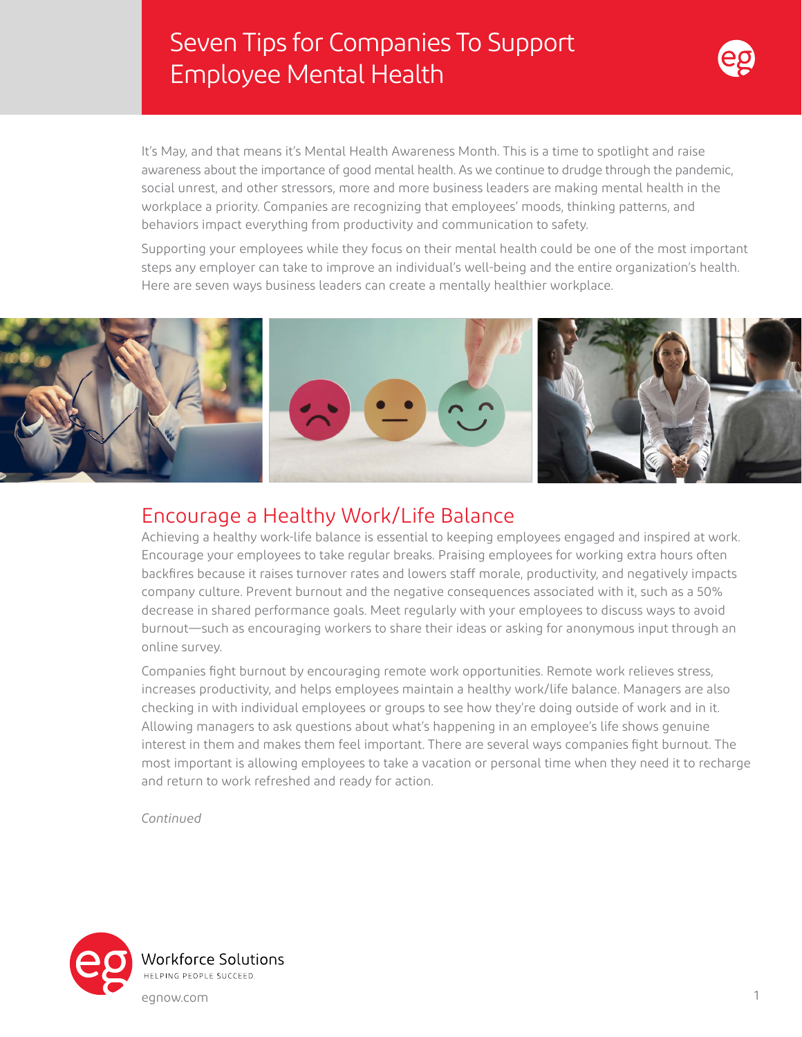# Seven Tips for Companies To Support Employee Mental Health

It's May, and that means it's Mental Health Awareness Month. This is a time to spotlight and raise awareness about the importance of good mental health. As we continue to drudge through the pandemic, social unrest, and other stressors, more and more business leaders are making mental health in the workplace a priority. Companies are recognizing that employees' moods, thinking patterns, and behaviors impact everything from productivity and communication to safety.

Supporting your employees while they focus on their mental health could be one of the most important steps any employer can take to improve an individual's well-being and the entire organization's health. Here are seven ways business leaders can create a mentally healthier workplace.

## Encourage a Healthy Work/Life Balance

Achieving a healthy work-life balance is essential to keeping employees engaged and inspired at work. Encourage your employees to take regular breaks. Praising employees for working extra hours often backfires because it raises turnover rates and lowers staff morale, productivity, and negatively impacts company culture. Prevent burnout and the negative consequences associated with it, such as a 50% decrease in shared performance goals. Meet regularly with your employees to discuss ways to avoid burnout—such as encouraging workers to share their ideas or asking for anonymous input through an online survey.

Companies fight burnout by encouraging remote work opportunities. Remote work relieves stress, increases productivity, and helps employees maintain a healthy work/life balance. Managers are also checking in with individual employees or groups to see how they're doing outside of work and in it. Allowing managers to ask questions about what's happening in an employee's life shows genuine interest in them and makes them feel important. There are several ways companies fight burnout. The most important is allowing employees to take a vacation or personal time when they need it to recharge and return to work refreshed and ready for action.

*Continued*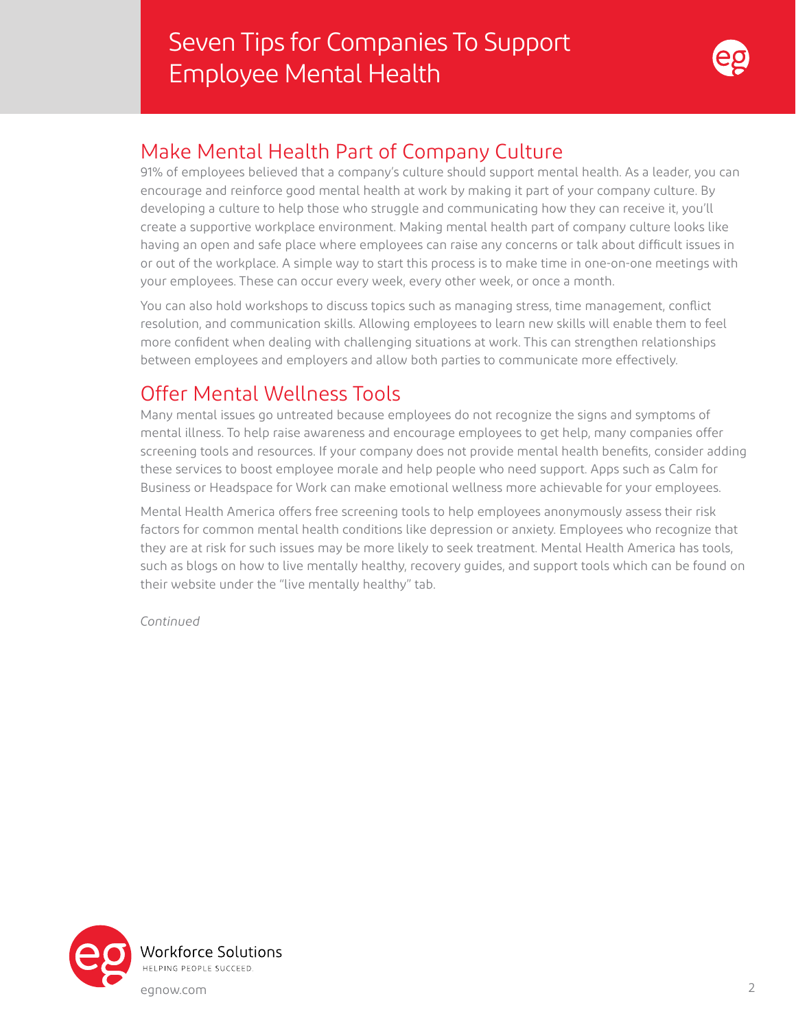# Seven Tips for Companies To Support Employee Mental Health

## Make Mental Health Part of Company Culture

91% of employees believed that a company's culture should support mental health. As a leader, you can encourage and reinforce good mental health at work by making it part of your company culture. By developing a culture to help those who struggle and communicating how they can receive it, you'll create a supportive workplace environment. Making mental health part of company culture looks like having an open and safe place where employees can raise any concerns or talk about difficult issues in or out of the workplace. A simple way to start this process is to make time in one-on-one meetings with your employees. These can occur every week, every other week, or once a month.

You can also hold workshops to discuss topics such as managing stress, time management, conflict resolution, and communication skills. Allowing employees to learn new skills will enable them to feel more confident when dealing with challenging situations at work. This can strengthen relationships between employees and employers and allow both parties to communicate more effectively.

## Offer Mental Wellness Tools

Many mental issues go untreated because employees do not recognize the signs and symptoms of mental illness. To help raise awareness and encourage employees to get help, many companies offer screening tools and resources. If your company does not provide mental health benefits, consider adding these services to boost employee morale and help people who need support. Apps such as Calm for Business or Headspace for Work can make emotional wellness more achievable for your employees.

Mental Health America offers free screening tools to help employees anonymously assess their risk factors for common mental health conditions like depression or anxiety. Employees who recognize that they are at risk for such issues may be more likely to seek treatment. Mental Health America has tools, such as blogs on how to live mentally healthy, recovery guides, and support tools which can be found on their website under the "live mentally healthy" tab.

*Continued*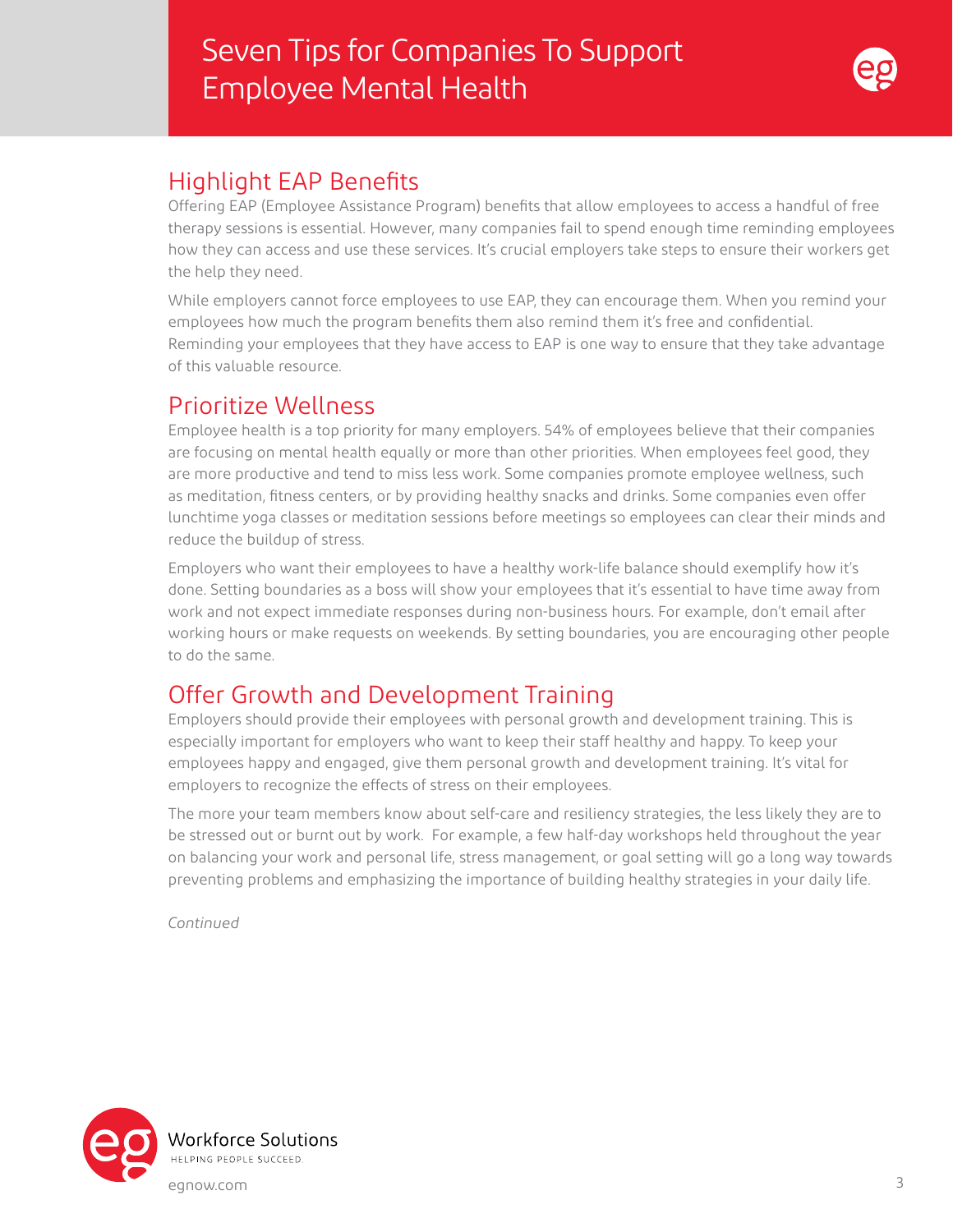## Highlight EAP Benefits

Offering EAP (Employee Assistance Program) benefits that allow employees to access a handful of free therapy sessions is essential. However, many companies fail to spend enough time reminding employees how they can access and use these services. It's crucial employers take steps to ensure their workers get the help they need.

While employers cannot force employees to use EAP, they can encourage them. When you remind your employees how much the program benefits them also remind them it's free and confidential. Reminding your employees that they have access to EAP is one way to ensure that they take advantage of this valuable resource.

## Prioritize Wellness

Employee health is a top priority for many employers. 54% of employees believe that their companies are focusing on mental health equally or more than other priorities. When employees feel good, they are more productive and tend to miss less work. Some companies promote employee wellness, such as meditation, fitness centers, or by providing healthy snacks and drinks. Some companies even offer lunchtime yoga classes or meditation sessions before meetings so employees can clear their minds and reduce the buildup of stress.

Employers who want their employees to have a healthy work-life balance should exemplify how it's done. Setting boundaries as a boss will show your employees that it's essential to have time away from work and not expect immediate responses during non-business hours. For example, don't email after working hours or make requests on weekends. By setting boundaries, you are encouraging other people to do the same.

## Offer Growth and Development Training

Employers should provide their employees with personal growth and development training. This is especially important for employers who want to keep their staff healthy and happy. To keep your employees happy and engaged, give them personal growth and development training. It's vital for employers to recognize the effects of stress on their employees.

The more your team members know about self-care and resiliency strategies, the less likely they are to be stressed out or burnt out by work. For example, a few half-day workshops held throughout the year on balancing your work and personal life, stress management, or goal setting will go a long way towards preventing problems and emphasizing the importance of building healthy strategies in your daily life.

*Continued*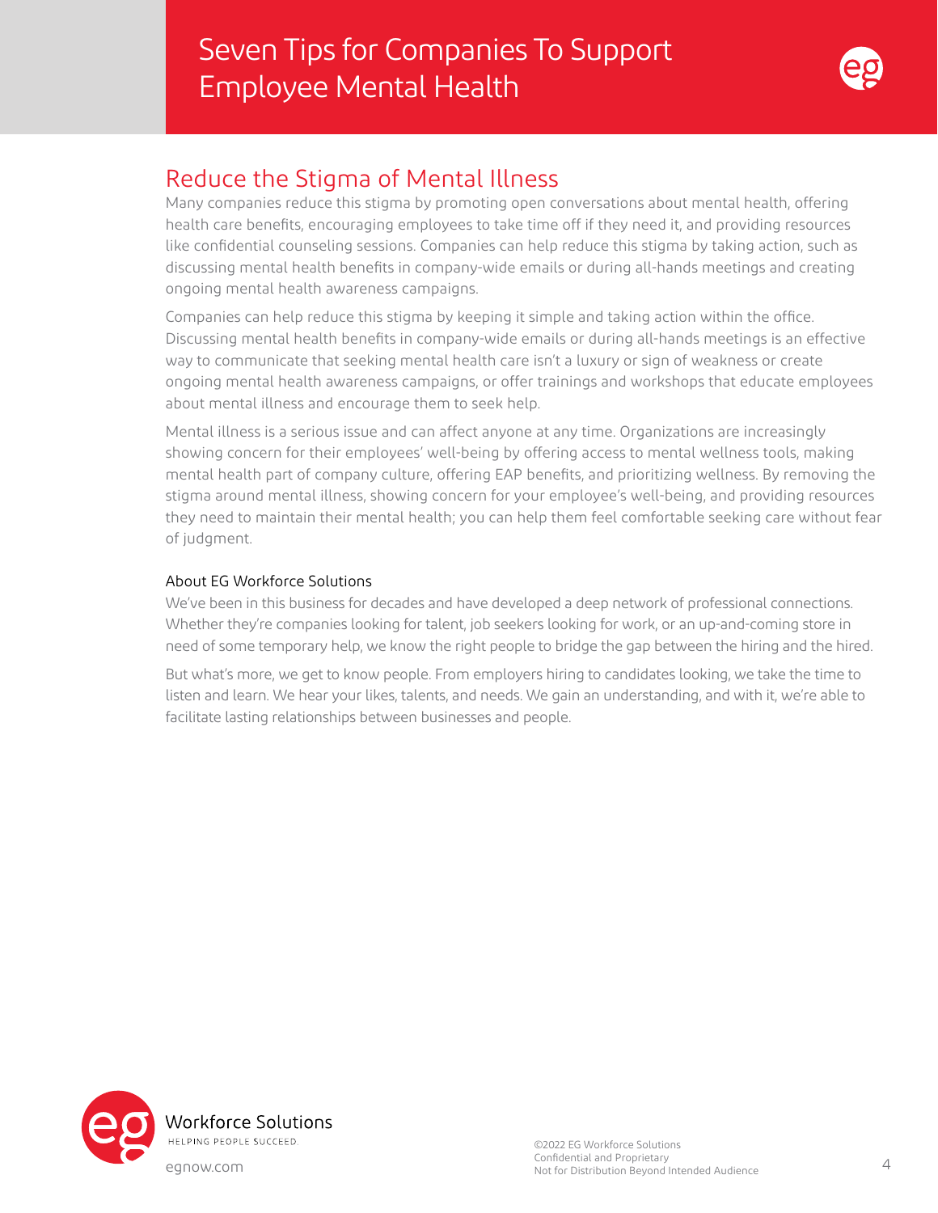## Reduce the Stigma of Mental Illness

Many companies reduce this stigma by promoting open conversations about mental health, offering health care benefits, encouraging employees to take time off if they need it, and providing resources like confidential counseling sessions. Companies can help reduce this stigma by taking action, such as discussing mental health benefits in company-wide emails or during all-hands meetings and creating ongoing mental health awareness campaigns.

Companies can help reduce this stigma by keeping it simple and taking action within the office. Discussing mental health benefits in company-wide emails or during all-hands meetings is an effective way to communicate that seeking mental health care isn't a luxury or sign of weakness or create ongoing mental health awareness campaigns, or offer trainings and workshops that educate employees about mental illness and encourage them to seek help.

Mental illness is a serious issue and can affect anyone at any time. Organizations are increasingly showing concern for their employees' well-being by offering access to mental wellness tools, making mental health part of company culture, offering EAP benefits, and prioritizing wellness. By removing the stigma around mental illness, showing concern for your employee's well-being, and providing resources they need to maintain their mental health; you can help them feel comfortable seeking care without fear of judgment.

### About EG Workforce Solutions

We've been in this business for decades and have developed a deep network of professional connections. Whether they're companies looking for talent, job seekers looking for work, or an up-and-coming store in need of some temporary help, we know the right people to bridge the gap between the hiring and the hired.

But what's more, we get to know people. From employers hiring to candidates looking, we take the time to listen and learn. We hear your likes, talents, and needs. We gain an understanding, and with it, we're able to facilitate lasting relationships between businesses and people.

Workforce Solutions
HELPING PEOPLE SUCCEED.

egnow.com

©2022 EG Workforce Solutions
Confidential and Proprietary
Not for Distribution Beyond Intended Audience